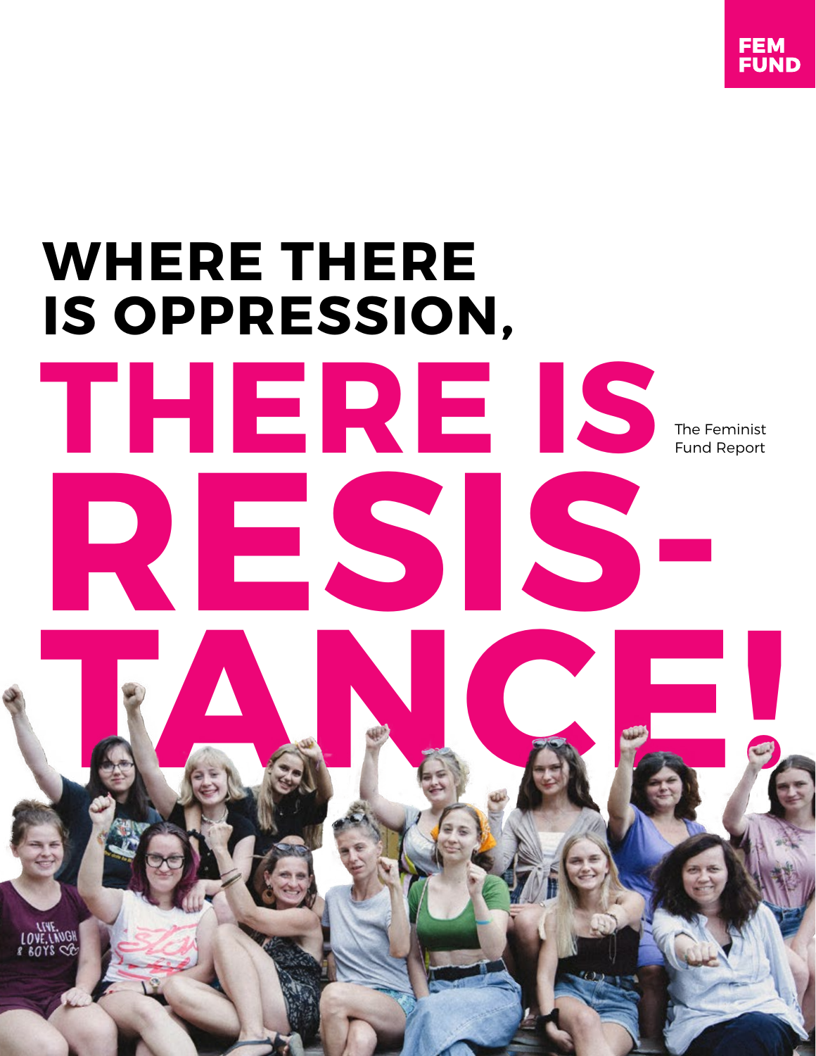FEM FUND

# WHERE THERE IS OPPRESSION, THERE IS RESIS-TANCE!

The Feminist Fund Report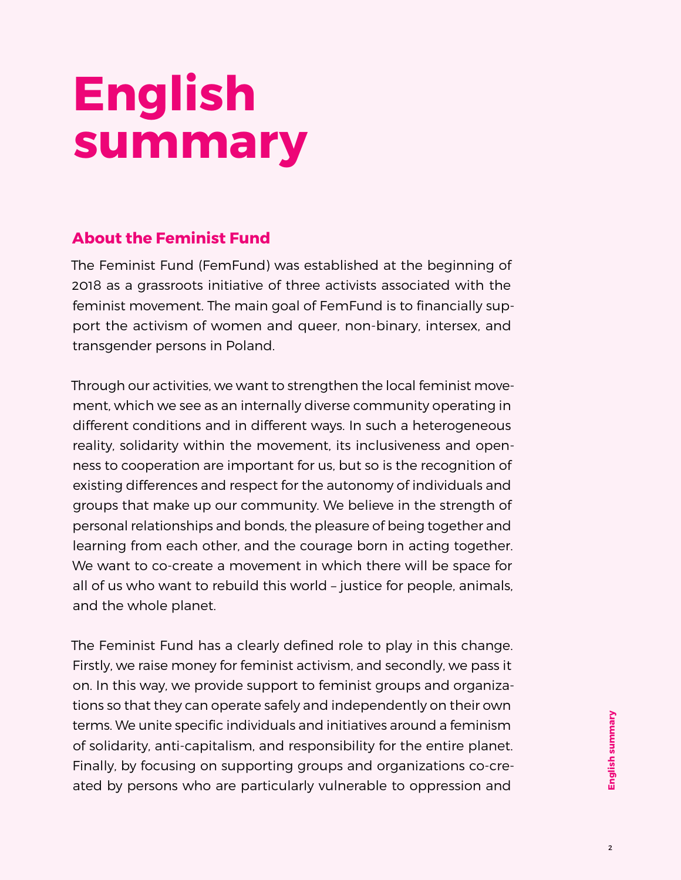# English summary

## About the Feminist Fund

The Feminist Fund (FemFund) was established at the beginning of 2018 as a grassroots initiative of three activists associated with the feminist movement. The main goal of FemFund is to financially support the activism of women and queer, non-binary, intersex, and transgender persons in Poland.

Through our activities, we want to strengthen the local feminist movement, which we see as an internally diverse community operating in different conditions and in different ways. In such a heterogeneous reality, solidarity within the movement, its inclusiveness and openness to cooperation are important for us, but so is the recognition of existing differences and respect for the autonomy of individuals and groups that make up our community. We believe in the strength of personal relationships and bonds, the pleasure of being together and learning from each other, and the courage born in acting together. We want to co-create a movement in which there will be space for all of us who want to rebuild this world – justice for people, animals, and the whole planet.

The Feminist Fund has a clearly defined role to play in this change. Firstly, we raise money for feminist activism, and secondly, we pass it on. In this way, we provide support to feminist groups and organizations so that they can operate safely and independently on their own terms. We unite specific individuals and initiatives around a feminism of solidarity, anti-capitalism, and responsibility for the entire planet. Finally, by focusing on supporting groups and organizations co-created by persons who are particularly vulnerable to oppression and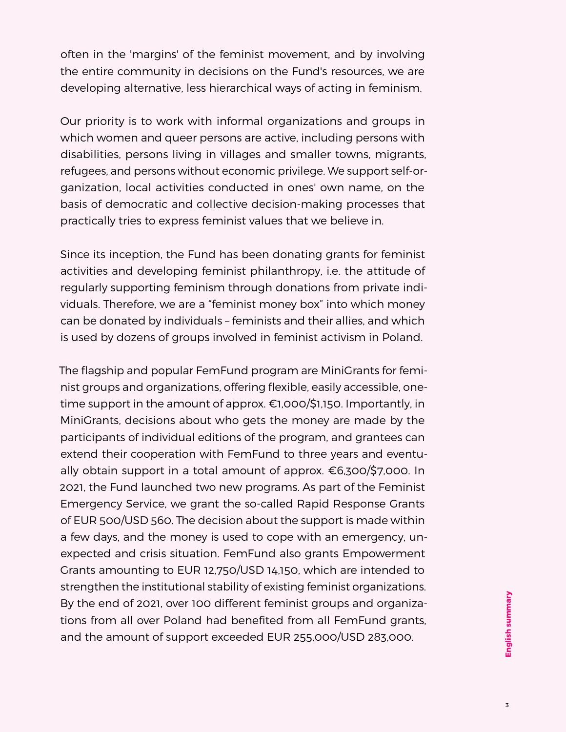often in the 'margins' of the feminist movement, and by involving the entire community in decisions on the Fund's resources, we are developing alternative, less hierarchical ways of acting in feminism.

Our priority is to work with informal organizations and groups in which women and queer persons are active, including persons with disabilities, persons living in villages and smaller towns, migrants, refugees, and persons without economic privilege. We support self-organization, local activities conducted in ones' own name, on the basis of democratic and collective decision-making processes that practically tries to express feminist values that we believe in.

Since its inception, the Fund has been donating grants for feminist activities and developing feminist philanthropy, i.e. the attitude of regularly supporting feminism through donations from private individuals. Therefore, we are a "feminist money box" into which money can be donated by individuals – feminists and their allies, and which is used by dozens of groups involved in feminist activism in Poland.

The flagship and popular FemFund program are MiniGrants for feminist groups and organizations, offering flexible, easily accessible, one-time support in the amount of approx. €1,000/$1,150. Importantly, in MiniGrants, decisions about who gets the money are made by the participants of individual editions of the program, and grantees can extend their cooperation with FemFund to three years and eventually obtain support in a total amount of approx. €6,300/$7,000. In 2021, the Fund launched two new programs. As part of the Feminist Emergency Service, we grant the so-called Rapid Response Grants of EUR 500/USD 560. The decision about the support is made within a few days, and the money is used to cope with an emergency, unexpected and crisis situation. FemFund also grants Empowerment Grants amounting to EUR 12,750/USD 14,150, which are intended to strengthen the institutional stability of existing feminist organizations. By the end of 2021, over 100 different feminist groups and organizations from all over Poland had benefited from all FemFund grants, and the amount of support exceeded EUR 255,000/USD 283,000.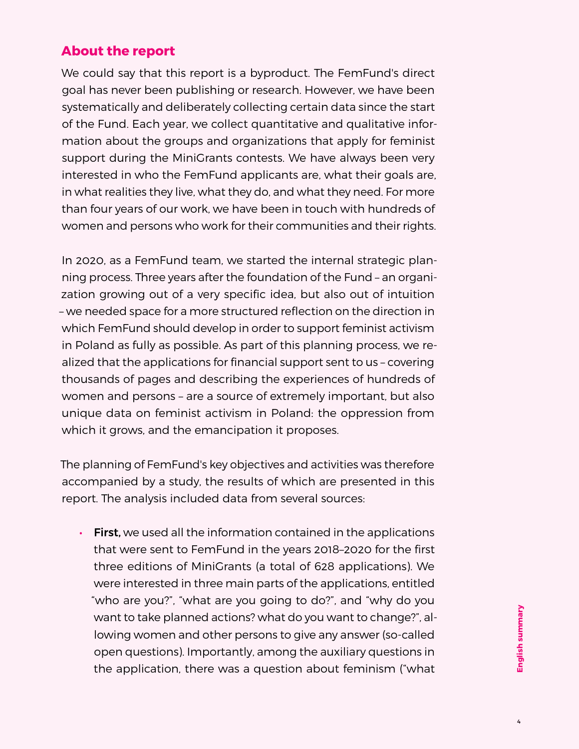## About the report

We could say that this report is a byproduct. The FemFund's direct goal has never been publishing or research. However, we have been systematically and deliberately collecting certain data since the start of the Fund. Each year, we collect quantitative and qualitative information about the groups and organizations that apply for feminist support during the MiniGrants contests. We have always been very interested in who the FemFund applicants are, what their goals are, in what realities they live, what they do, and what they need. For more than four years of our work, we have been in touch with hundreds of women and persons who work for their communities and their rights.

In 2020, as a FemFund team, we started the internal strategic planning process. Three years after the foundation of the Fund – an organization growing out of a very specific idea, but also out of intuition – we needed space for a more structured reflection on the direction in which FemFund should develop in order to support feminist activism in Poland as fully as possible. As part of this planning process, we realized that the applications for financial support sent to us – covering thousands of pages and describing the experiences of hundreds of women and persons – are a source of extremely important, but also unique data on feminist activism in Poland: the oppression from which it grows, and the emancipation it proposes.

The planning of FemFund's key objectives and activities was therefore accompanied by a study, the results of which are presented in this report. The analysis included data from several sources:

- **First,** we used all the information contained in the applications that were sent to FemFund in the years 2018–2020 for the first three editions of MiniGrants (a total of 628 applications). We were interested in three main parts of the applications, entitled "who are you?", "what are you going to do?", and "why do you want to take planned actions? what do you want to change?", allowing women and other persons to give any answer (so-called open questions). Importantly, among the auxiliary questions in the application, there was a question about feminism ("what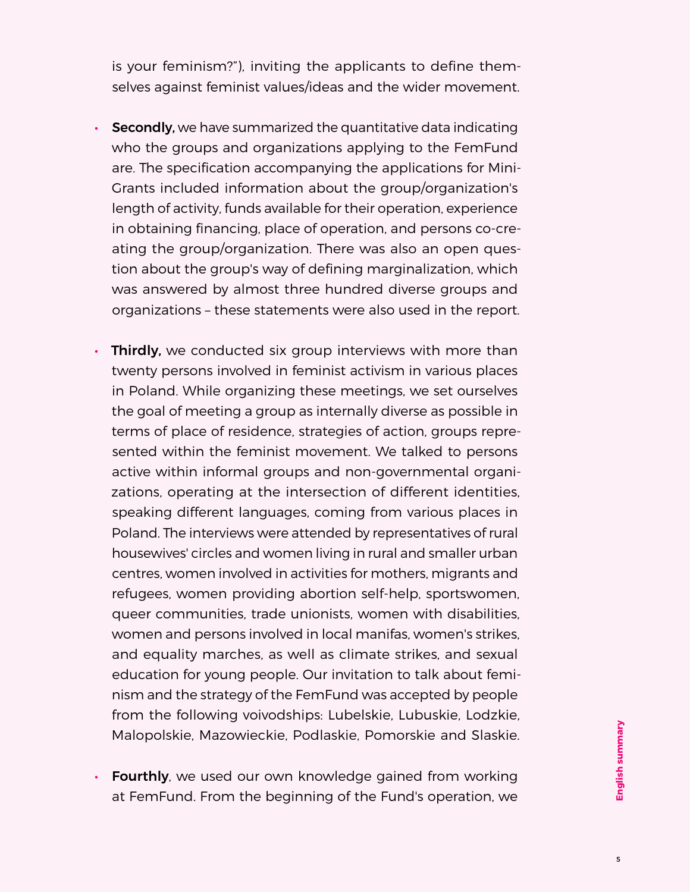is your feminism?"), inviting the applicants to define themselves against feminist values/ideas and the wider movement.

- **Secondly,** we have summarized the quantitative data indicating who the groups and organizations applying to the FemFund are. The specification accompanying the applications for Mini-Grants included information about the group/organization's length of activity, funds available for their operation, experience in obtaining financing, place of operation, and persons co-creating the group/organization. There was also an open question about the group's way of defining marginalization, which was answered by almost three hundred diverse groups and organizations – these statements were also used in the report.

- **Thirdly,** we conducted six group interviews with more than twenty persons involved in feminist activism in various places in Poland. While organizing these meetings, we set ourselves the goal of meeting a group as internally diverse as possible in terms of place of residence, strategies of action, groups represented within the feminist movement. We talked to persons active within informal groups and non-governmental organizations, operating at the intersection of different identities, speaking different languages, coming from various places in Poland. The interviews were attended by representatives of rural housewives' circles and women living in rural and smaller urban centres, women involved in activities for mothers, migrants and refugees, women providing abortion self-help, sportswomen, queer communities, trade unionists, women with disabilities, women and persons involved in local manifas, women's strikes, and equality marches, as well as climate strikes, and sexual education for young people. Our invitation to talk about feminism and the strategy of the FemFund was accepted by people from the following voivodships: Lubelskie, Lubuskie, Lodzkie, Malopolskie, Mazowieckie, Podlaskie, Pomorskie and Slaskie.

- **Fourthly**, we used our own knowledge gained from working at FemFund. From the beginning of the Fund's operation, we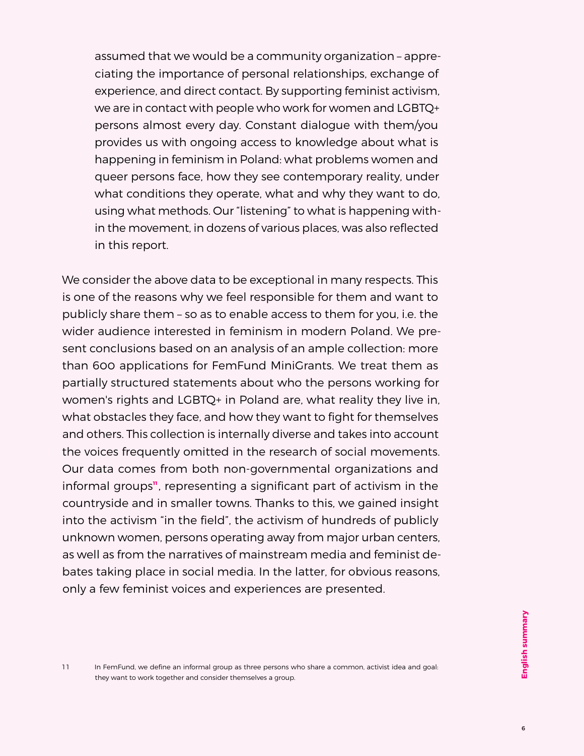assumed that we would be a community organization – appreciating the importance of personal relationships, exchange of experience, and direct contact. By supporting feminist activism, we are in contact with people who work for women and LGBTQ+ persons almost every day. Constant dialogue with them/you provides us with ongoing access to knowledge about what is happening in feminism in Poland: what problems women and queer persons face, how they see contemporary reality, under what conditions they operate, what and why they want to do, using what methods. Our "listening" to what is happening within the movement, in dozens of various places, was also reflected in this report.

We consider the above data to be exceptional in many respects. This is one of the reasons why we feel responsible for them and want to publicly share them – so as to enable access to them for you, i.e. the wider audience interested in feminism in modern Poland. We present conclusions based on an analysis of an ample collection: more than 600 applications for FemFund MiniGrants. We treat them as partially structured statements about who the persons working for women's rights and LGBTQ+ in Poland are, what reality they live in, what obstacles they face, and how they want to fight for themselves and others. This collection is internally diverse and takes into account the voices frequently omitted in the research of social movements. Our data comes from both non-governmental organizations and informal groups[11], representing a significant part of activism in the countryside and in smaller towns. Thanks to this, we gained insight into the activism "in the field", the activism of hundreds of publicly unknown women, persons operating away from major urban centers, as well as from the narratives of mainstream media and feminist debates taking place in social media. In the latter, for obvious reasons, only a few feminist voices and experiences are presented.

11 In FemFund, we define an informal group as three persons who share a common, activist idea and goal: they want to work together and consider themselves a group.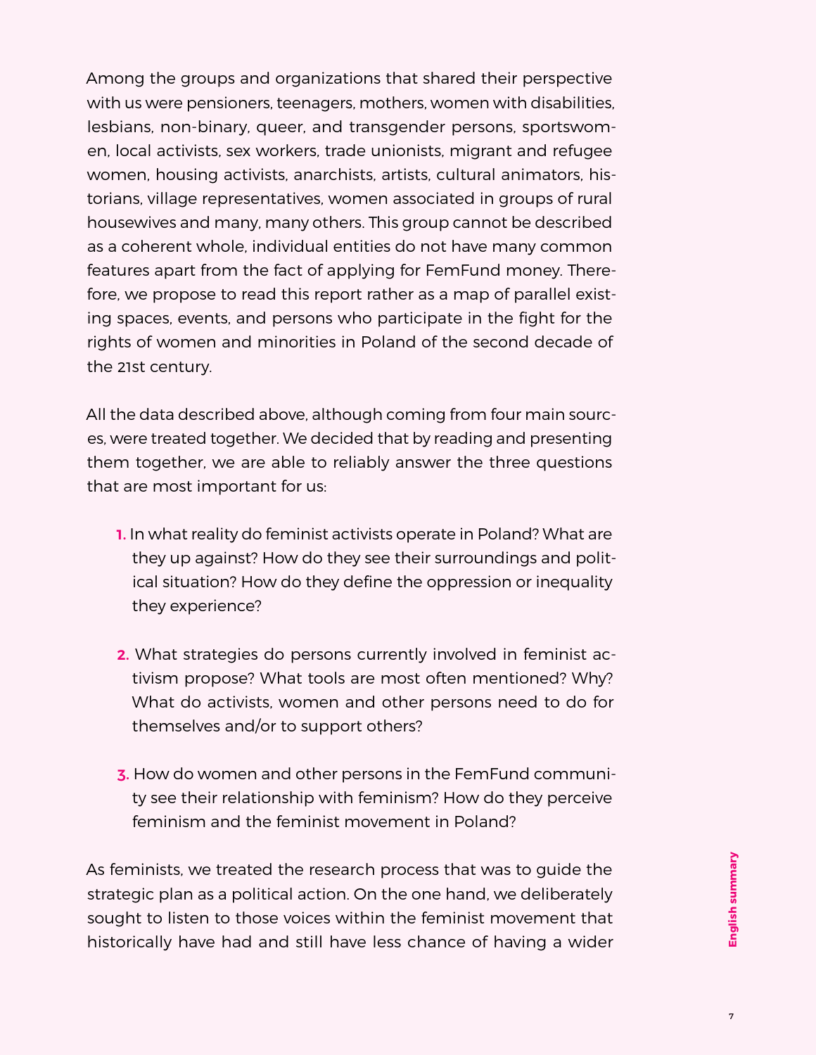Among the groups and organizations that shared their perspective with us were pensioners, teenagers, mothers, women with disabilities, lesbians, non-binary, queer, and transgender persons, sportswomen, local activists, sex workers, trade unionists, migrant and refugee women, housing activists, anarchists, artists, cultural animators, historians, village representatives, women associated in groups of rural housewives and many, many others. This group cannot be described as a coherent whole, individual entities do not have many common features apart from the fact of applying for FemFund money. Therefore, we propose to read this report rather as a map of parallel existing spaces, events, and persons who participate in the fight for the rights of women and minorities in Poland of the second decade of the 21st century.

All the data described above, although coming from four main sources, were treated together. We decided that by reading and presenting them together, we are able to reliably answer the three questions that are most important for us:

1. In what reality do feminist activists operate in Poland? What are they up against? How do they see their surroundings and political situation? How do they define the oppression or inequality they experience?

2. What strategies do persons currently involved in feminist activism propose? What tools are most often mentioned? Why? What do activists, women and other persons need to do for themselves and/or to support others?

3. How do women and other persons in the FemFund community see their relationship with feminism? How do they perceive feminism and the feminist movement in Poland?

As feminists, we treated the research process that was to guide the strategic plan as a political action. On the one hand, we deliberately sought to listen to those voices within the feminist movement that historically have had and still have less chance of having a wider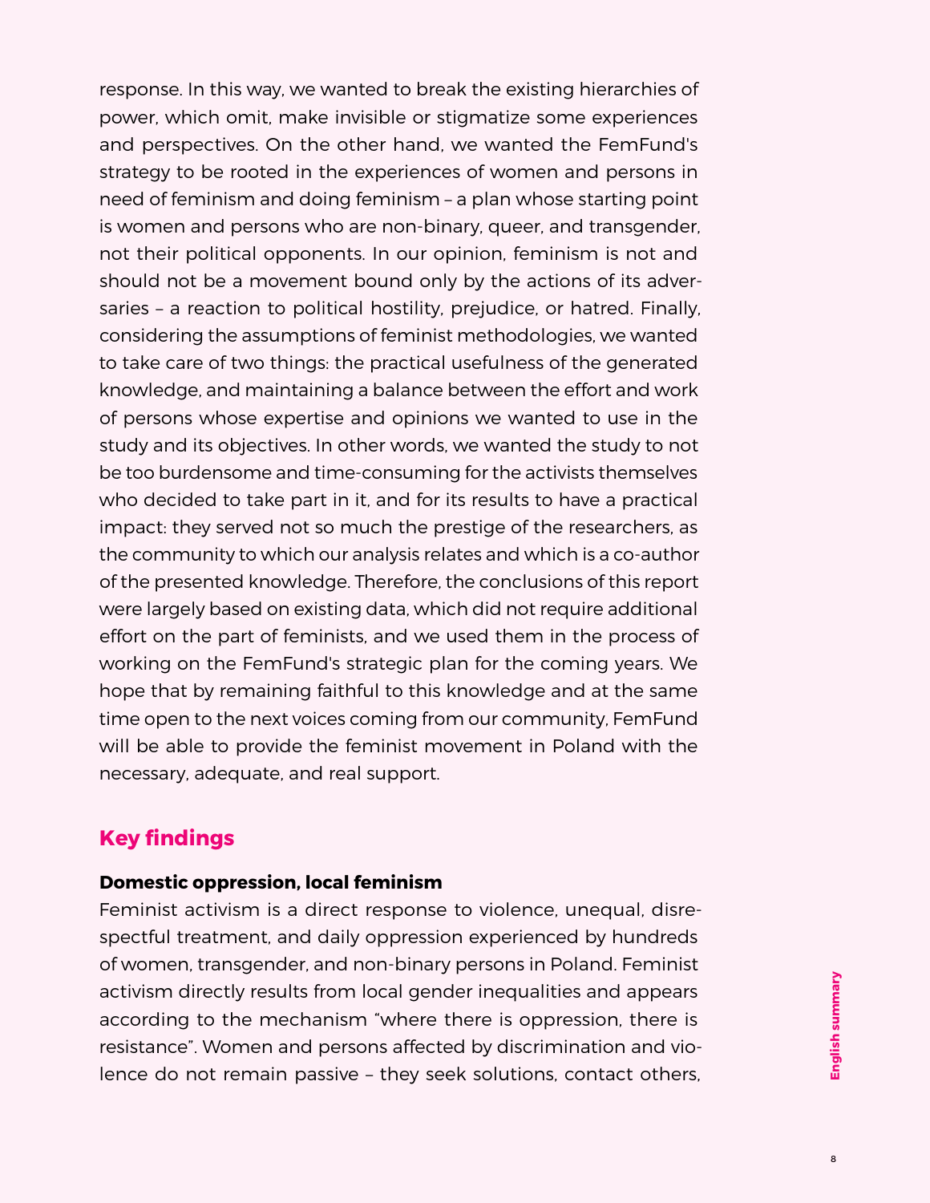response. In this way, we wanted to break the existing hierarchies of power, which omit, make invisible or stigmatize some experiences and perspectives. On the other hand, we wanted the FemFund's strategy to be rooted in the experiences of women and persons in need of feminism and doing feminism – a plan whose starting point is women and persons who are non-binary, queer, and transgender, not their political opponents. In our opinion, feminism is not and should not be a movement bound only by the actions of its adversaries – a reaction to political hostility, prejudice, or hatred. Finally, considering the assumptions of feminist methodologies, we wanted to take care of two things: the practical usefulness of the generated knowledge, and maintaining a balance between the effort and work of persons whose expertise and opinions we wanted to use in the study and its objectives. In other words, we wanted the study to not be too burdensome and time-consuming for the activists themselves who decided to take part in it, and for its results to have a practical impact: they served not so much the prestige of the researchers, as the community to which our analysis relates and which is a co-author of the presented knowledge. Therefore, the conclusions of this report were largely based on existing data, which did not require additional effort on the part of feminists, and we used them in the process of working on the FemFund's strategic plan for the coming years. We hope that by remaining faithful to this knowledge and at the same time open to the next voices coming from our community, FemFund will be able to provide the feminist movement in Poland with the necessary, adequate, and real support.

## Key findings

### Domestic oppression, local feminism

Feminist activism is a direct response to violence, unequal, disrespectful treatment, and daily oppression experienced by hundreds of women, transgender, and non-binary persons in Poland. Feminist activism directly results from local gender inequalities and appears according to the mechanism "where there is oppression, there is resistance". Women and persons affected by discrimination and violence do not remain passive – they seek solutions, contact others,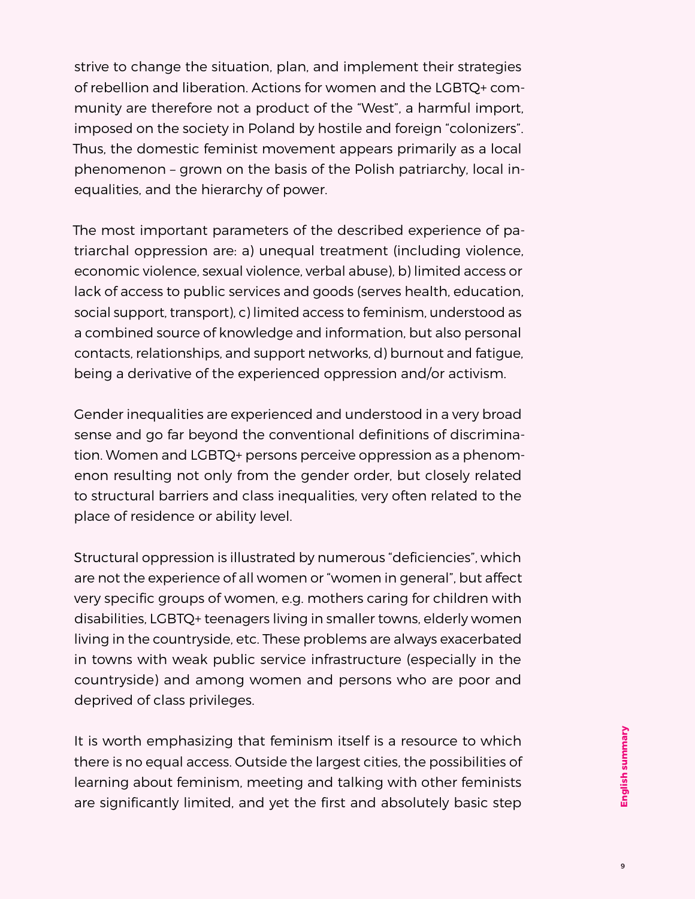strive to change the situation, plan, and implement their strategies of rebellion and liberation. Actions for women and the LGBTQ+ community are therefore not a product of the "West", a harmful import, imposed on the society in Poland by hostile and foreign "colonizers". Thus, the domestic feminist movement appears primarily as a local phenomenon – grown on the basis of the Polish patriarchy, local inequalities, and the hierarchy of power.

The most important parameters of the described experience of patriarchal oppression are: a) unequal treatment (including violence, economic violence, sexual violence, verbal abuse), b) limited access or lack of access to public services and goods (serves health, education, social support, transport), c) limited access to feminism, understood as a combined source of knowledge and information, but also personal contacts, relationships, and support networks, d) burnout and fatigue, being a derivative of the experienced oppression and/or activism.

Gender inequalities are experienced and understood in a very broad sense and go far beyond the conventional definitions of discrimination. Women and LGBTQ+ persons perceive oppression as a phenomenon resulting not only from the gender order, but closely related to structural barriers and class inequalities, very often related to the place of residence or ability level.

Structural oppression is illustrated by numerous "deficiencies", which are not the experience of all women or "women in general", but affect very specific groups of women, e.g. mothers caring for children with disabilities, LGBTQ+ teenagers living in smaller towns, elderly women living in the countryside, etc. These problems are always exacerbated in towns with weak public service infrastructure (especially in the countryside) and among women and persons who are poor and deprived of class privileges.

It is worth emphasizing that feminism itself is a resource to which there is no equal access. Outside the largest cities, the possibilities of learning about feminism, meeting and talking with other feminists are significantly limited, and yet the first and absolutely basic step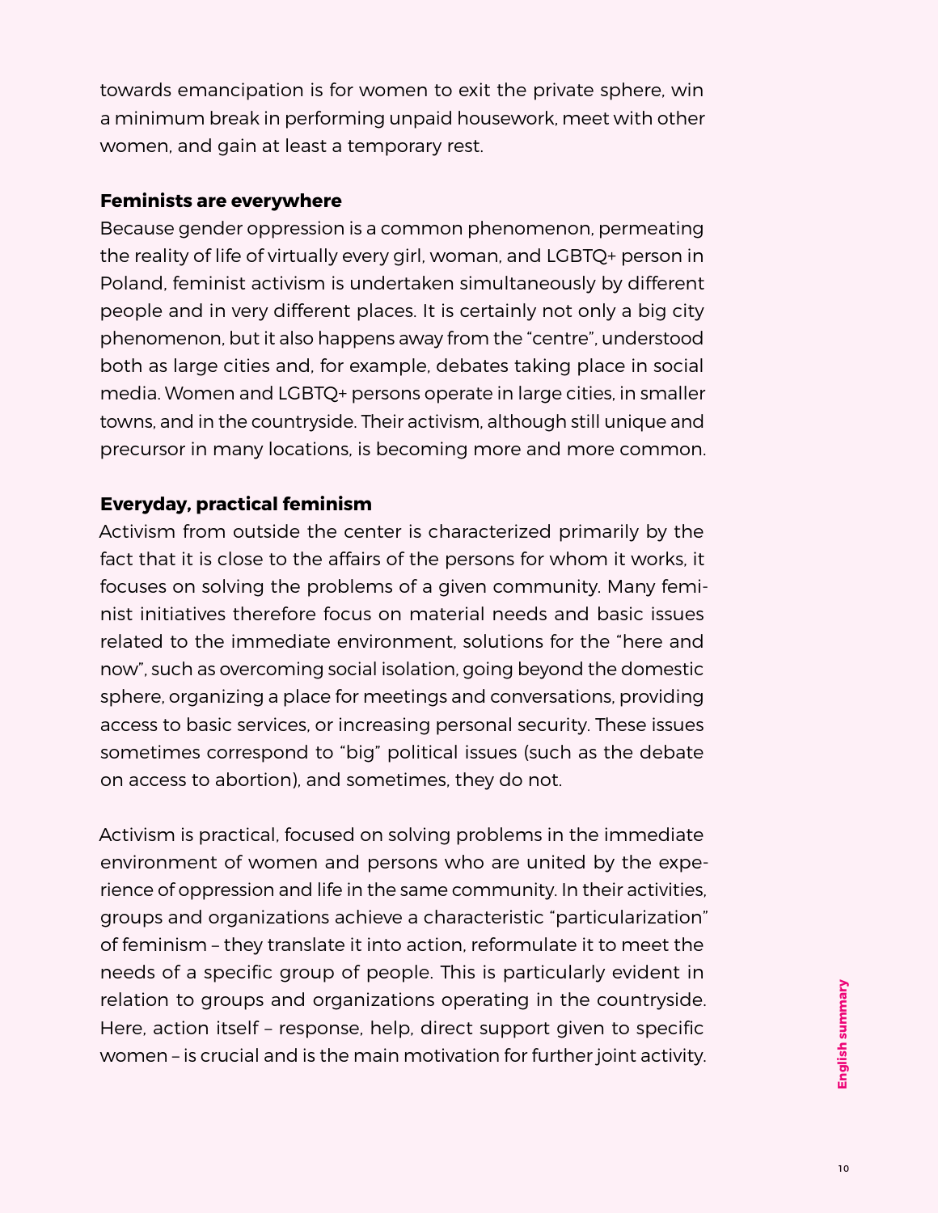towards emancipation is for women to exit the private sphere, win a minimum break in performing unpaid housework, meet with other women, and gain at least a temporary rest.

**Feminists are everywhere**

Because gender oppression is a common phenomenon, permeating the reality of life of virtually every girl, woman, and LGBTQ+ person in Poland, feminist activism is undertaken simultaneously by different people and in very different places. It is certainly not only a big city phenomenon, but it also happens away from the "centre", understood both as large cities and, for example, debates taking place in social media. Women and LGBTQ+ persons operate in large cities, in smaller towns, and in the countryside. Their activism, although still unique and precursor in many locations, is becoming more and more common.

**Everyday, practical feminism**

Activism from outside the center is characterized primarily by the fact that it is close to the affairs of the persons for whom it works, it focuses on solving the problems of a given community. Many feminist initiatives therefore focus on material needs and basic issues related to the immediate environment, solutions for the "here and now", such as overcoming social isolation, going beyond the domestic sphere, organizing a place for meetings and conversations, providing access to basic services, or increasing personal security. These issues sometimes correspond to "big" political issues (such as the debate on access to abortion), and sometimes, they do not.

Activism is practical, focused on solving problems in the immediate environment of women and persons who are united by the experience of oppression and life in the same community. In their activities, groups and organizations achieve a characteristic "particularization" of feminism – they translate it into action, reformulate it to meet the needs of a specific group of people. This is particularly evident in relation to groups and organizations operating in the countryside. Here, action itself – response, help, direct support given to specific women – is crucial and is the main motivation for further joint activity.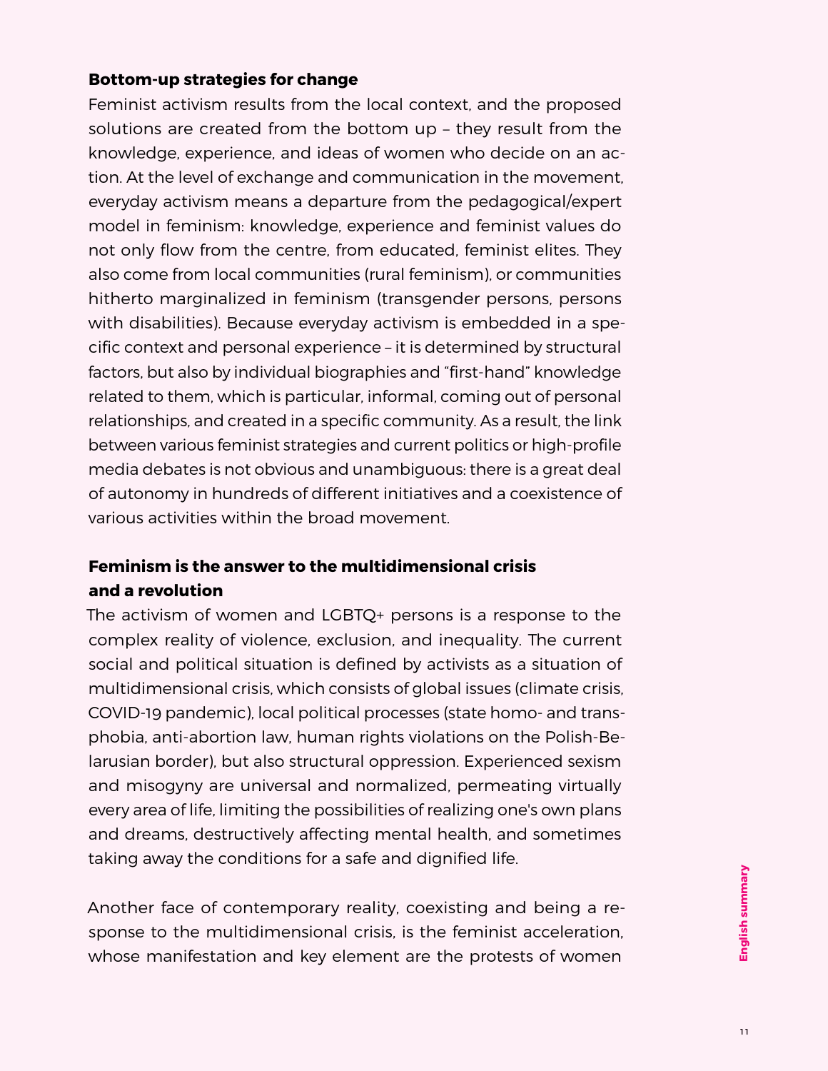**Bottom-up strategies for change**

Feminist activism results from the local context, and the proposed solutions are created from the bottom up – they result from the knowledge, experience, and ideas of women who decide on an action. At the level of exchange and communication in the movement, everyday activism means a departure from the pedagogical/expert model in feminism: knowledge, experience and feminist values do not only flow from the centre, from educated, feminist elites. They also come from local communities (rural feminism), or communities hitherto marginalized in feminism (transgender persons, persons with disabilities). Because everyday activism is embedded in a specific context and personal experience – it is determined by structural factors, but also by individual biographies and "first-hand" knowledge related to them, which is particular, informal, coming out of personal relationships, and created in a specific community. As a result, the link between various feminist strategies and current politics or high-profile media debates is not obvious and unambiguous: there is a great deal of autonomy in hundreds of different initiatives and a coexistence of various activities within the broad movement.

**Feminism is the answer to the multidimensional crisis and a revolution**

The activism of women and LGBTQ+ persons is a response to the complex reality of violence, exclusion, and inequality. The current social and political situation is defined by activists as a situation of multidimensional crisis, which consists of global issues (climate crisis, COVID-19 pandemic), local political processes (state homo- and transphobia, anti-abortion law, human rights violations on the Polish-Belarusian border), but also structural oppression. Experienced sexism and misogyny are universal and normalized, permeating virtually every area of life, limiting the possibilities of realizing one's own plans and dreams, destructively affecting mental health, and sometimes taking away the conditions for a safe and dignified life.

Another face of contemporary reality, coexisting and being a response to the multidimensional crisis, is the feminist acceleration, whose manifestation and key element are the protests of women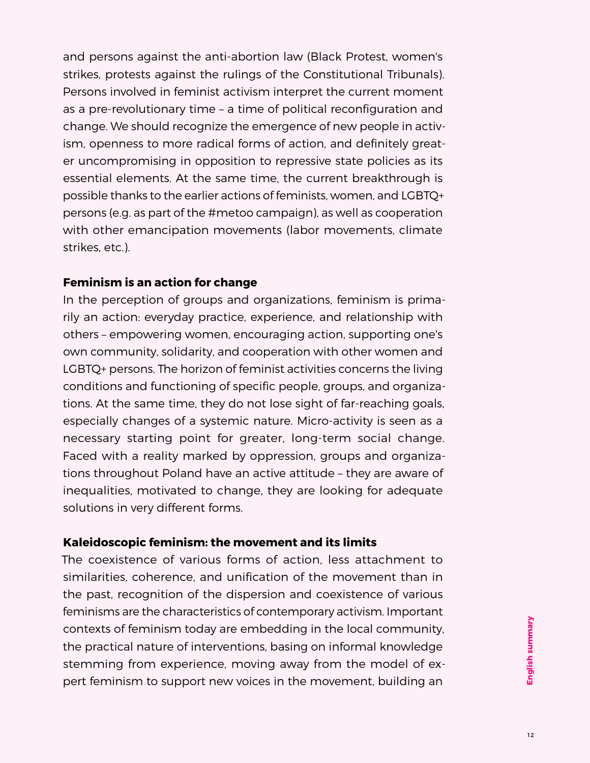and persons against the anti-abortion law (Black Protest, women's strikes, protests against the rulings of the Constitutional Tribunals). Persons involved in feminist activism interpret the current moment as a pre-revolutionary time – a time of political reconfiguration and change. We should recognize the emergence of new people in activism, openness to more radical forms of action, and definitely greater uncompromising in opposition to repressive state policies as its essential elements. At the same time, the current breakthrough is possible thanks to the earlier actions of feminists, women, and LGBTQ+ persons (e.g. as part of the #metoo campaign), as well as cooperation with other emancipation movements (labor movements, climate strikes, etc.).

### Feminism is an action for change

In the perception of groups and organizations, feminism is primarily an action: everyday practice, experience, and relationship with others – empowering women, encouraging action, supporting one's own community, solidarity, and cooperation with other women and LGBTQ+ persons. The horizon of feminist activities concerns the living conditions and functioning of specific people, groups, and organizations. At the same time, they do not lose sight of far-reaching goals, especially changes of a systemic nature. Micro-activity is seen as a necessary starting point for greater, long-term social change. Faced with a reality marked by oppression, groups and organizations throughout Poland have an active attitude – they are aware of inequalities, motivated to change, they are looking for adequate solutions in very different forms.

### Kaleidoscopic feminism: the movement and its limits

The coexistence of various forms of action, less attachment to similarities, coherence, and unification of the movement than in the past, recognition of the dispersion and coexistence of various feminisms are the characteristics of contemporary activism. Important contexts of feminism today are embedding in the local community, the practical nature of interventions, basing on informal knowledge stemming from experience, moving away from the model of expert feminism to support new voices in the movement, building an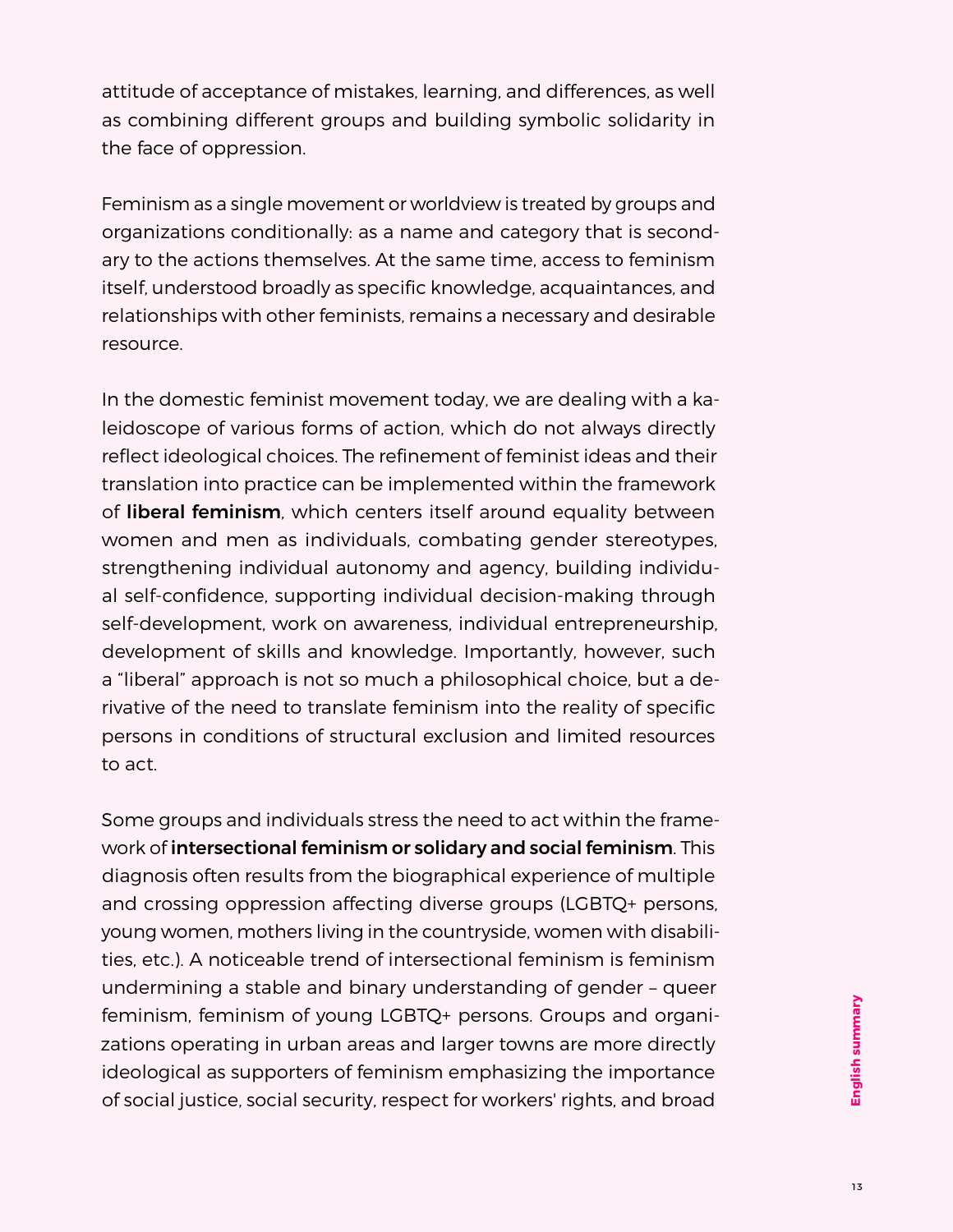attitude of acceptance of mistakes, learning, and differences, as well as combining different groups and building symbolic solidarity in the face of oppression.

Feminism as a single movement or worldview is treated by groups and organizations conditionally: as a name and category that is secondary to the actions themselves. At the same time, access to feminism itself, understood broadly as specific knowledge, acquaintances, and relationships with other feminists, remains a necessary and desirable resource.

In the domestic feminist movement today, we are dealing with a kaleidoscope of various forms of action, which do not always directly reflect ideological choices. The refinement of feminist ideas and their translation into practice can be implemented within the framework of **liberal feminism**, which centers itself around equality between women and men as individuals, combating gender stereotypes, strengthening individual autonomy and agency, building individual self-confidence, supporting individual decision-making through self-development, work on awareness, individual entrepreneurship, development of skills and knowledge. Importantly, however, such a "liberal" approach is not so much a philosophical choice, but a derivative of the need to translate feminism into the reality of specific persons in conditions of structural exclusion and limited resources to act.

Some groups and individuals stress the need to act within the framework of **intersectional feminism or solidary and social feminism**. This diagnosis often results from the biographical experience of multiple and crossing oppression affecting diverse groups (LGBTQ+ persons, young women, mothers living in the countryside, women with disabilities, etc.). A noticeable trend of intersectional feminism is feminism undermining a stable and binary understanding of gender – queer feminism, feminism of young LGBTQ+ persons. Groups and organizations operating in urban areas and larger towns are more directly ideological as supporters of feminism emphasizing the importance of social justice, social security, respect for workers' rights, and broad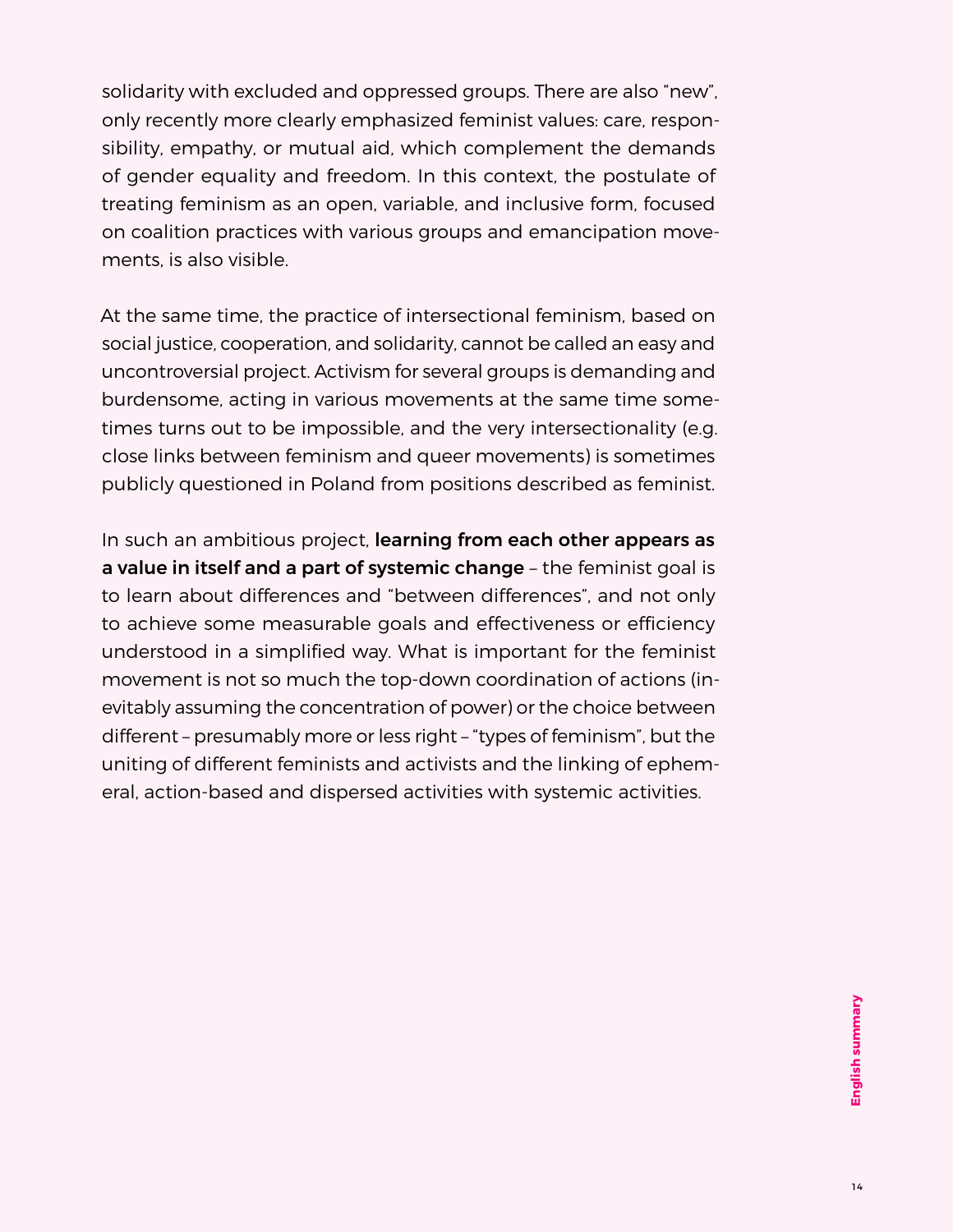solidarity with excluded and oppressed groups. There are also "new", only recently more clearly emphasized feminist values: care, responsibility, empathy, or mutual aid, which complement the demands of gender equality and freedom. In this context, the postulate of treating feminism as an open, variable, and inclusive form, focused on coalition practices with various groups and emancipation movements, is also visible.

At the same time, the practice of intersectional feminism, based on social justice, cooperation, and solidarity, cannot be called an easy and uncontroversial project. Activism for several groups is demanding and burdensome, acting in various movements at the same time sometimes turns out to be impossible, and the very intersectionality (e.g. close links between feminism and queer movements) is sometimes publicly questioned in Poland from positions described as feminist.

In such an ambitious project, **learning from each other appears as a value in itself and a part of systemic change** – the feminist goal is to learn about differences and "between differences", and not only to achieve some measurable goals and effectiveness or efficiency understood in a simplified way. What is important for the feminist movement is not so much the top-down coordination of actions (inevitably assuming the concentration of power) or the choice between different – presumably more or less right – "types of feminism", but the uniting of different feminists and activists and the linking of ephemeral, action-based and dispersed activities with systemic activities.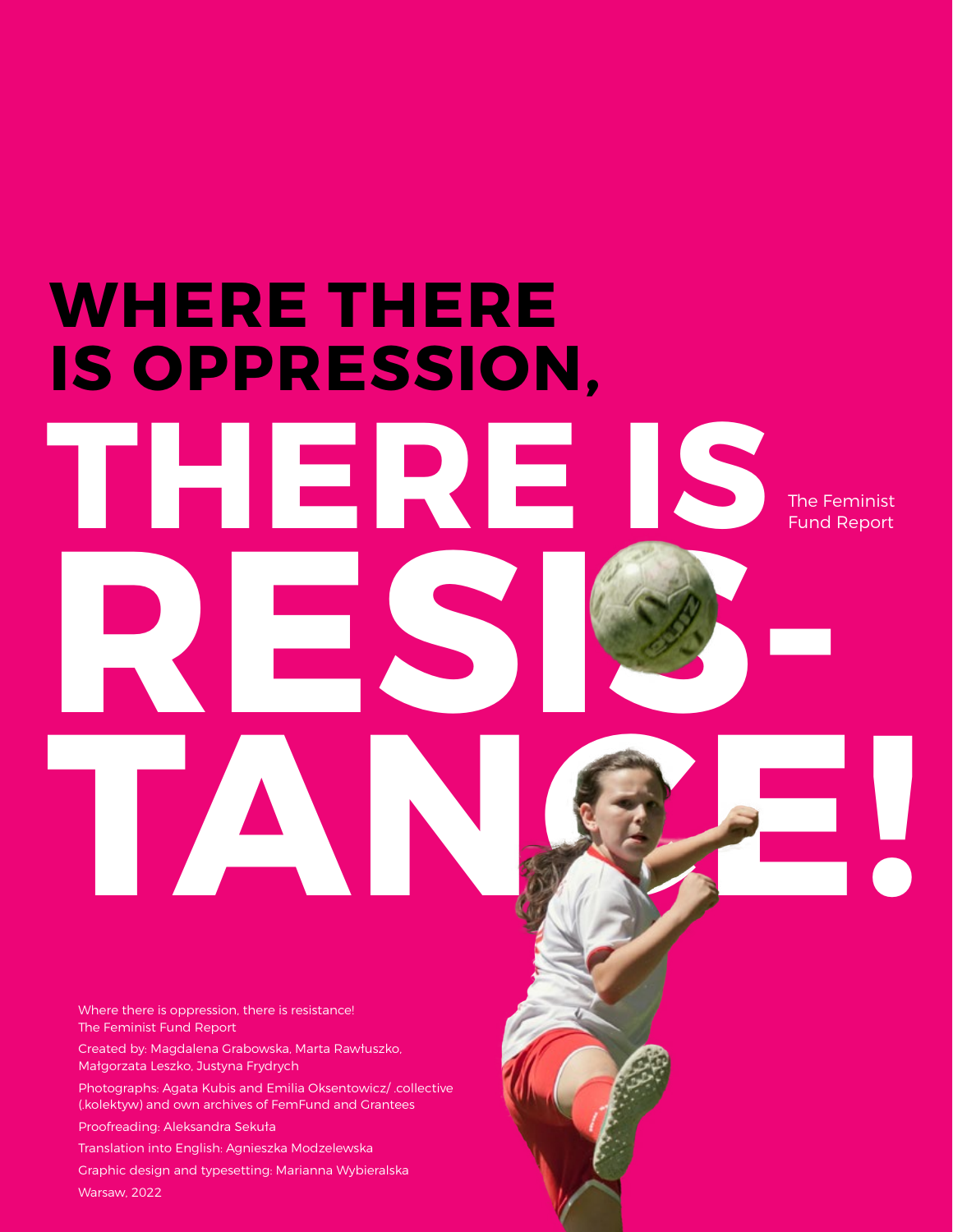# WHERE THERE IS OPPRESSION, THERE IS RESISTANCE!

The Feminist Fund Report

Where there is oppression, there is resistance!
The Feminist Fund Report

Created by: Magdalena Grabowska, Marta Rawłuszko, Małgorzata Leszko, Justyna Frydrych

Photographs: Agata Kubis and Emilia Oksentowicz/ .collective (.kolektyw) and own archives of FemFund and Grantees

Proofreading: Aleksandra Sekuła

Translation into English: Agnieszka Modzelewska

Graphic design and typesetting: Marianna Wybieralska

Warsaw, 2022